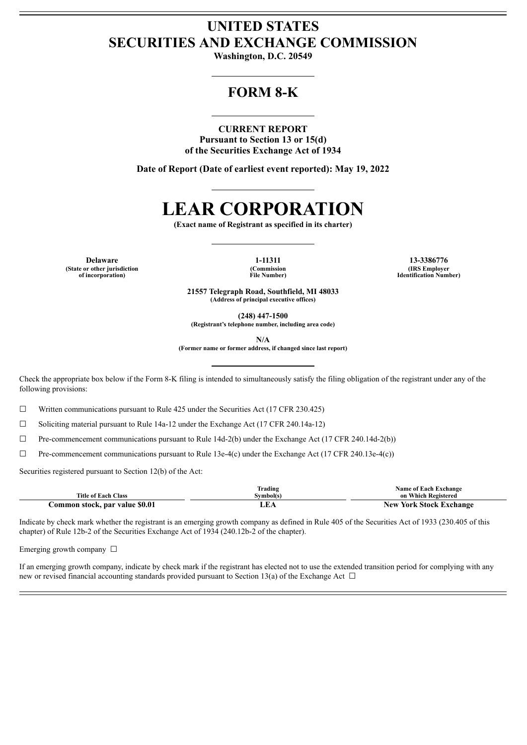# UNITED STATES
# SECURITIES AND EXCHANGE COMMISSION

**Washington, D.C. 20549**

## FORM 8-K

**CURRENT REPORT**
**Pursuant to Section 13 or 15(d)**
**of the Securities Exchange Act of 1934**

**Date of Report (Date of earliest event reported): May 19, 2022**

# LEAR CORPORATION

**(Exact name of Registrant as specified in its charter)**

| Delaware | 1-11311 | 13-3386776 |
|---|---|---|
| (State or other jurisdiction of incorporation) | (Commission File Number) | (IRS Employer Identification Number) |

**21557 Telegraph Road, Southfield, MI 48033**
**(Address of principal executive offices)**

**(248) 447-1500**
**(Registrant's telephone number, including area code)**

**N/A**
**(Former name or former address, if changed since last report)**

Check the appropriate box below if the Form 8-K filing is intended to simultaneously satisfy the filing obligation of the registrant under any of the following provisions:

☐ Written communications pursuant to Rule 425 under the Securities Act (17 CFR 230.425)

☐ Soliciting material pursuant to Rule 14a-12 under the Exchange Act (17 CFR 240.14a-12)

☐ Pre-commencement communications pursuant to Rule 14d-2(b) under the Exchange Act (17 CFR 240.14d-2(b))

☐ Pre-commencement communications pursuant to Rule 13e-4(c) under the Exchange Act (17 CFR 240.13e-4(c))

Securities registered pursuant to Section 12(b) of the Act:

| Title of Each Class | Trading Symbol(s) | Name of Each Exchange on Which Registered |
|---|---|---|
| **Common stock, par value $0.01** | **LEA** | **New York Stock Exchange** |

Indicate by check mark whether the registrant is an emerging growth company as defined in Rule 405 of the Securities Act of 1933 (230.405 of this chapter) of Rule 12b-2 of the Securities Exchange Act of 1934 (240.12b-2 of the chapter).

Emerging growth company ☐

If an emerging growth company, indicate by check mark if the registrant has elected not to use the extended transition period for complying with any new or revised financial accounting standards provided pursuant to Section 13(a) of the Exchange Act ☐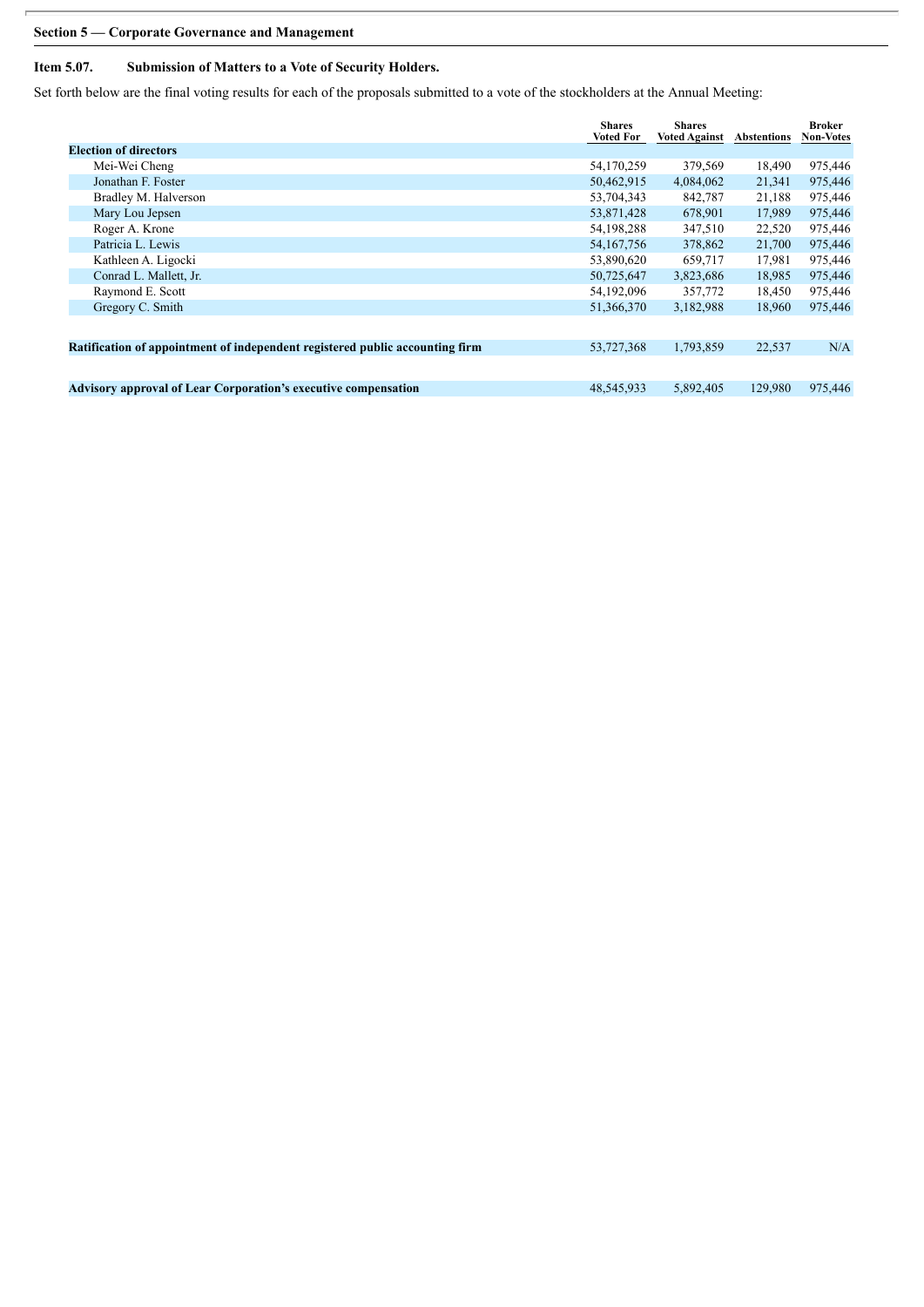**Section 5 — Corporate Governance and Management**

**Item 5.07. Submission of Matters to a Vote of Security Holders.**

Set forth below are the final voting results for each of the proposals submitted to a vote of the stockholders at the Annual Meeting:

| | Shares Voted For | Shares Voted Against | Abstentions | Broker Non-Votes |
|---|---|---|---|---|
| **Election of directors** | | | | |
| Mei-Wei Cheng | 54,170,259 | 379,569 | 18,490 | 975,446 |
| Jonathan F. Foster | 50,462,915 | 4,084,062 | 21,341 | 975,446 |
| Bradley M. Halverson | 53,704,343 | 842,787 | 21,188 | 975,446 |
| Mary Lou Jepsen | 53,871,428 | 678,901 | 17,989 | 975,446 |
| Roger A. Krone | 54,198,288 | 347,510 | 22,520 | 975,446 |
| Patricia L. Lewis | 54,167,756 | 378,862 | 21,700 | 975,446 |
| Kathleen A. Ligocki | 53,890,620 | 659,717 | 17,981 | 975,446 |
| Conrad L. Mallett, Jr. | 50,725,647 | 3,823,686 | 18,985 | 975,446 |
| Raymond E. Scott | 54,192,096 | 357,772 | 18,450 | 975,446 |
| Gregory C. Smith | 51,366,370 | 3,182,988 | 18,960 | 975,446 |
| **Ratification of appointment of independent registered public accounting firm** | 53,727,368 | 1,793,859 | 22,537 | N/A |
| **Advisory approval of Lear Corporation's executive compensation** | 48,545,933 | 5,892,405 | 129,980 | 975,446 |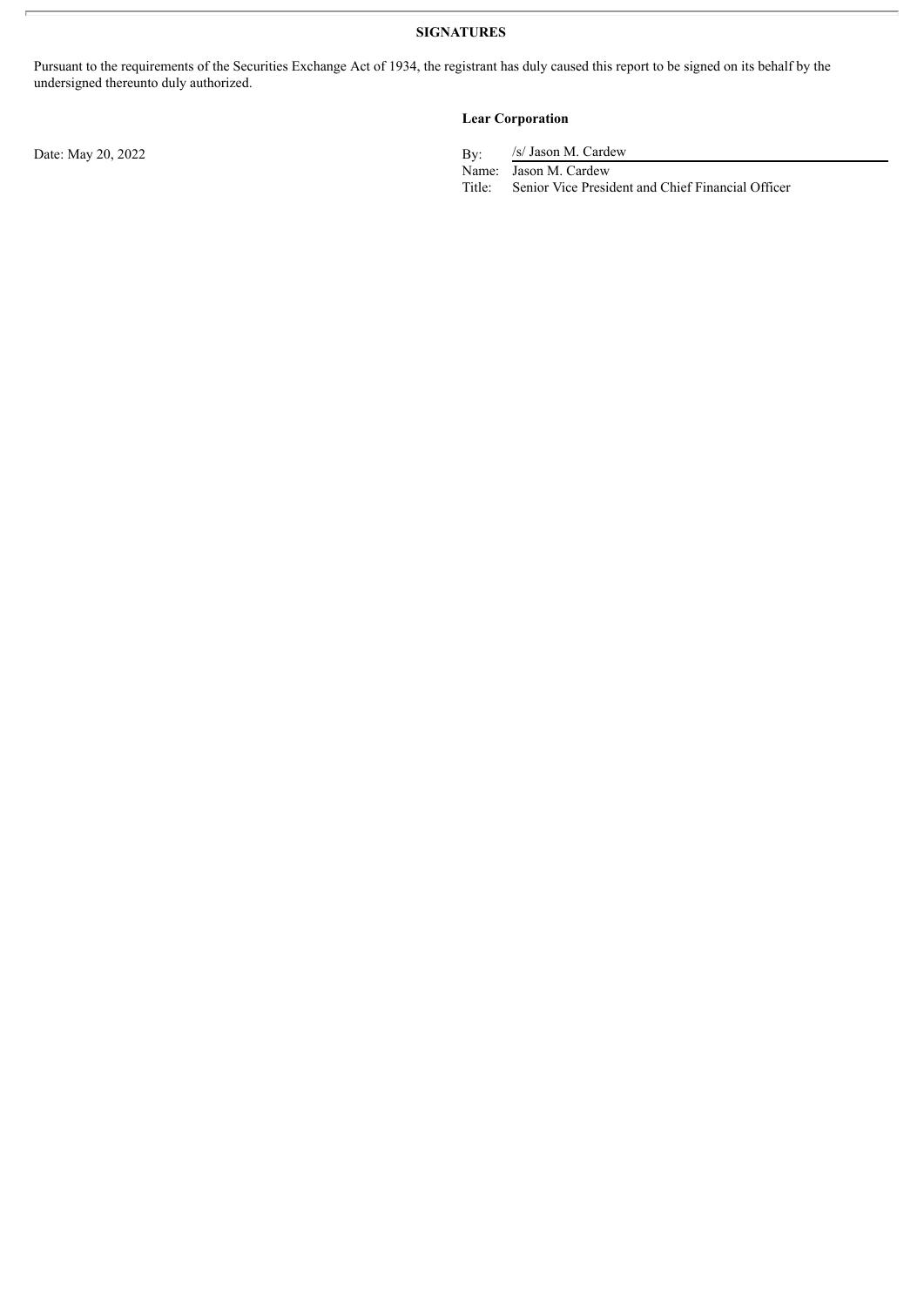**SIGNATURES**

Pursuant to the requirements of the Securities Exchange Act of 1934, the registrant has duly caused this report to be signed on its behalf by the undersigned thereunto duly authorized.

**Lear Corporation**

Date: May 20, 2022

By: /s/ Jason M. Cardew
Name: Jason M. Cardew
Title: Senior Vice President and Chief Financial Officer